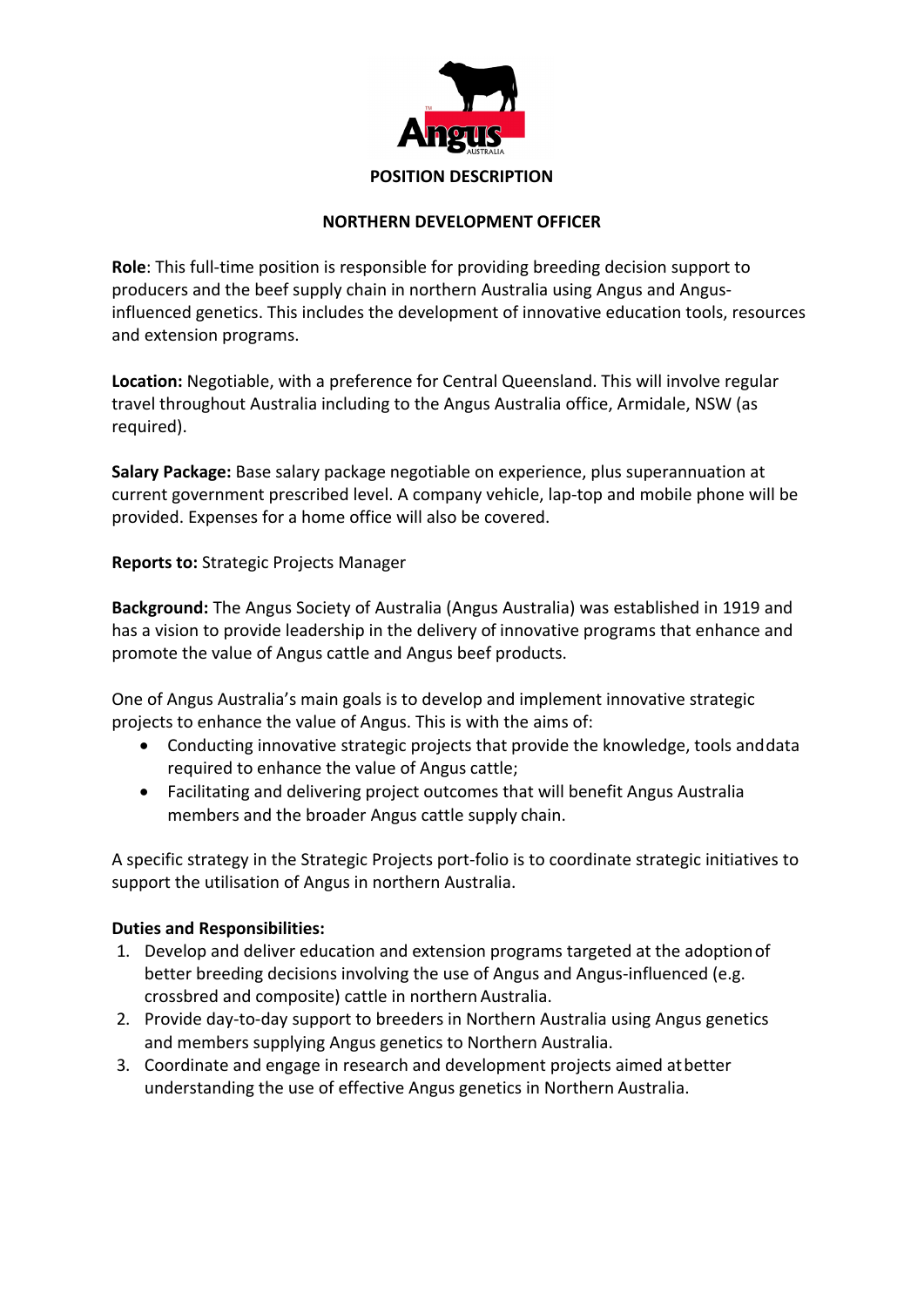# POSITION DESCRIPTION

## NORTHERN DEVELOPMENT OFFICER

**Role**: This full-time position is responsible for providing breeding decision support to producers and the beef supply chain in northern Australia using Angus and Angus-influenced genetics. This includes the development of innovative education tools, resources and extension programs.

**Location:** Negotiable, with a preference for Central Queensland. This will involve regular travel throughout Australia including to the Angus Australia office, Armidale, NSW (as required).

**Salary Package:** Base salary package negotiable on experience, plus superannuation at current government prescribed level. A company vehicle, lap-top and mobile phone will be provided. Expenses for a home office will also be covered.

**Reports to:** Strategic Projects Manager

**Background:** The Angus Society of Australia (Angus Australia) was established in 1919 and has a vision to provide leadership in the delivery of innovative programs that enhance and promote the value of Angus cattle and Angus beef products.

One of Angus Australia's main goals is to develop and implement innovative strategic projects to enhance the value of Angus. This is with the aims of:

- Conducting innovative strategic projects that provide the knowledge, tools and data required to enhance the value of Angus cattle;
- Facilitating and delivering project outcomes that will benefit Angus Australia members and the broader Angus cattle supply chain.

A specific strategy in the Strategic Projects port-folio is to coordinate strategic initiatives to support the utilisation of Angus in northern Australia.

**Duties and Responsibilities:**

1. Develop and deliver education and extension programs targeted at the adoption of better breeding decisions involving the use of Angus and Angus-influenced (e.g. crossbred and composite) cattle in northern Australia.
2. Provide day-to-day support to breeders in Northern Australia using Angus genetics and members supplying Angus genetics to Northern Australia.
3. Coordinate and engage in research and development projects aimed at better understanding the use of effective Angus genetics in Northern Australia.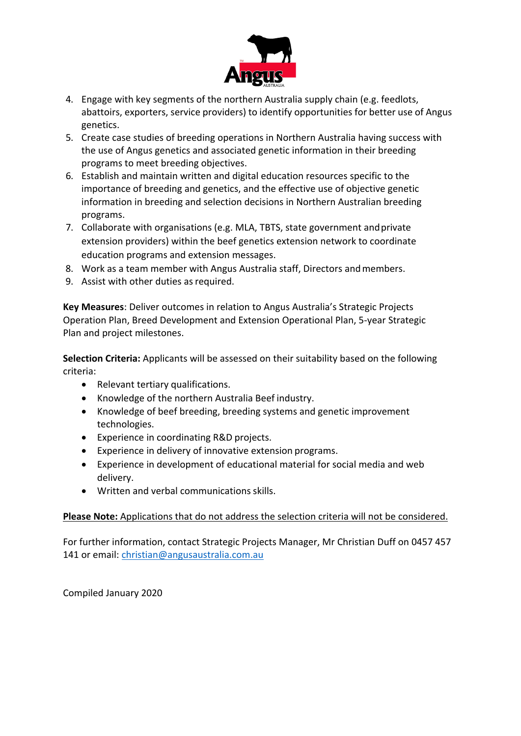4. Engage with key segments of the northern Australia supply chain (e.g. feedlots, abattoirs, exporters, service providers) to identify opportunities for better use of Angus genetics.
5. Create case studies of breeding operations in Northern Australia having success with the use of Angus genetics and associated genetic information in their breeding programs to meet breeding objectives.
6. Establish and maintain written and digital education resources specific to the importance of breeding and genetics, and the effective use of objective genetic information in breeding and selection decisions in Northern Australian breeding programs.
7. Collaborate with organisations (e.g. MLA, TBTS, state government and private extension providers) within the beef genetics extension network to coordinate education programs and extension messages.
8. Work as a team member with Angus Australia staff, Directors and members.
9. Assist with other duties as required.

**Key Measures**: Deliver outcomes in relation to Angus Australia's Strategic Projects Operation Plan, Breed Development and Extension Operational Plan, 5-year Strategic Plan and project milestones.

**Selection Criteria:** Applicants will be assessed on their suitability based on the following criteria:

- Relevant tertiary qualifications.
- Knowledge of the northern Australia Beef industry.
- Knowledge of beef breeding, breeding systems and genetic improvement technologies.
- Experience in coordinating R&D projects.
- Experience in delivery of innovative extension programs.
- Experience in development of educational material for social media and web delivery.
- Written and verbal communications skills.

**Please Note:** Applications that do not address the selection criteria will not be considered.

For further information, contact Strategic Projects Manager, Mr Christian Duff on 0457 457 141 or email: christian@angusaustralia.com.au

Compiled January 2020